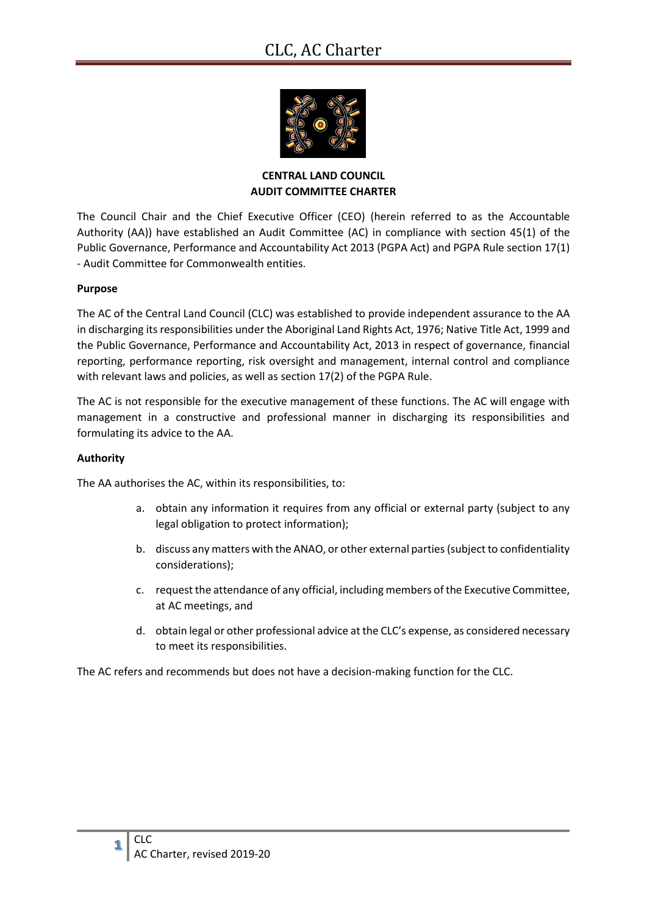**CENTRAL LAND COUNCIL**
**AUDIT COMMITTEE CHARTER**

The Council Chair and the Chief Executive Officer (CEO) (herein referred to as the Accountable Authority (AA)) have established an Audit Committee (AC) in compliance with section 45(1) of the Public Governance, Performance and Accountability Act 2013 (PGPA Act) and PGPA Rule section 17(1) - Audit Committee for Commonwealth entities.

**Purpose**

The AC of the Central Land Council (CLC) was established to provide independent assurance to the AA in discharging its responsibilities under the Aboriginal Land Rights Act, 1976; Native Title Act, 1999 and the Public Governance, Performance and Accountability Act, 2013 in respect of governance, financial reporting, performance reporting, risk oversight and management, internal control and compliance with relevant laws and policies, as well as section 17(2) of the PGPA Rule.

The AC is not responsible for the executive management of these functions. The AC will engage with management in a constructive and professional manner in discharging its responsibilities and formulating its advice to the AA.

**Authority**

The AA authorises the AC, within its responsibilities, to:

a. obtain any information it requires from any official or external party (subject to any legal obligation to protect information);

b. discuss any matters with the ANAO, or other external parties (subject to confidentiality considerations);

c. request the attendance of any official, including members of the Executive Committee, at AC meetings, and

d. obtain legal or other professional advice at the CLC's expense, as considered necessary to meet its responsibilities.

The AC refers and recommends but does not have a decision-making function for the CLC.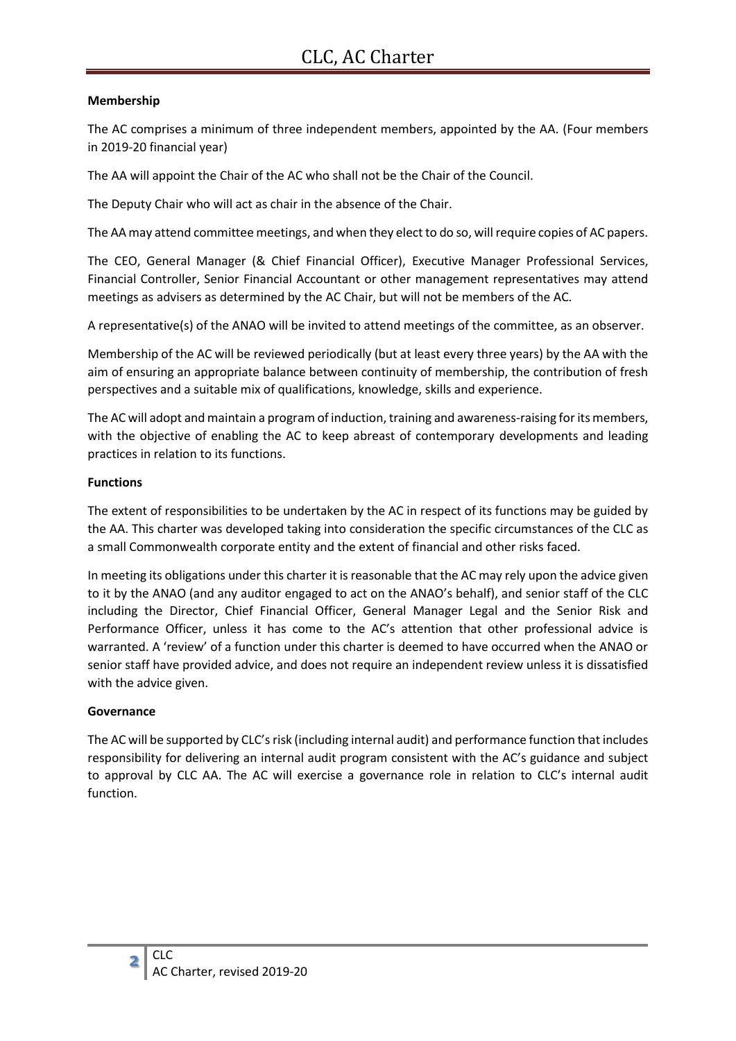**Membership**

The AC comprises a minimum of three independent members, appointed by the AA. (Four members in 2019-20 financial year)

The AA will appoint the Chair of the AC who shall not be the Chair of the Council.

The Deputy Chair who will act as chair in the absence of the Chair.

The AA may attend committee meetings, and when they elect to do so, will require copies of AC papers.

The CEO, General Manager (& Chief Financial Officer), Executive Manager Professional Services, Financial Controller, Senior Financial Accountant or other management representatives may attend meetings as advisers as determined by the AC Chair, but will not be members of the AC.

A representative(s) of the ANAO will be invited to attend meetings of the committee, as an observer.

Membership of the AC will be reviewed periodically (but at least every three years) by the AA with the aim of ensuring an appropriate balance between continuity of membership, the contribution of fresh perspectives and a suitable mix of qualifications, knowledge, skills and experience.

The AC will adopt and maintain a program of induction, training and awareness-raising for its members, with the objective of enabling the AC to keep abreast of contemporary developments and leading practices in relation to its functions.

**Functions**

The extent of responsibilities to be undertaken by the AC in respect of its functions may be guided by the AA. This charter was developed taking into consideration the specific circumstances of the CLC as a small Commonwealth corporate entity and the extent of financial and other risks faced.

In meeting its obligations under this charter it is reasonable that the AC may rely upon the advice given to it by the ANAO (and any auditor engaged to act on the ANAO's behalf), and senior staff of the CLC including the Director, Chief Financial Officer, General Manager Legal and the Senior Risk and Performance Officer, unless it has come to the AC's attention that other professional advice is warranted. A 'review' of a function under this charter is deemed to have occurred when the ANAO or senior staff have provided advice, and does not require an independent review unless it is dissatisfied with the advice given.

**Governance**

The AC will be supported by CLC's risk (including internal audit) and performance function that includes responsibility for delivering an internal audit program consistent with the AC's guidance and subject to approval by CLC AA. The AC will exercise a governance role in relation to CLC's internal audit function.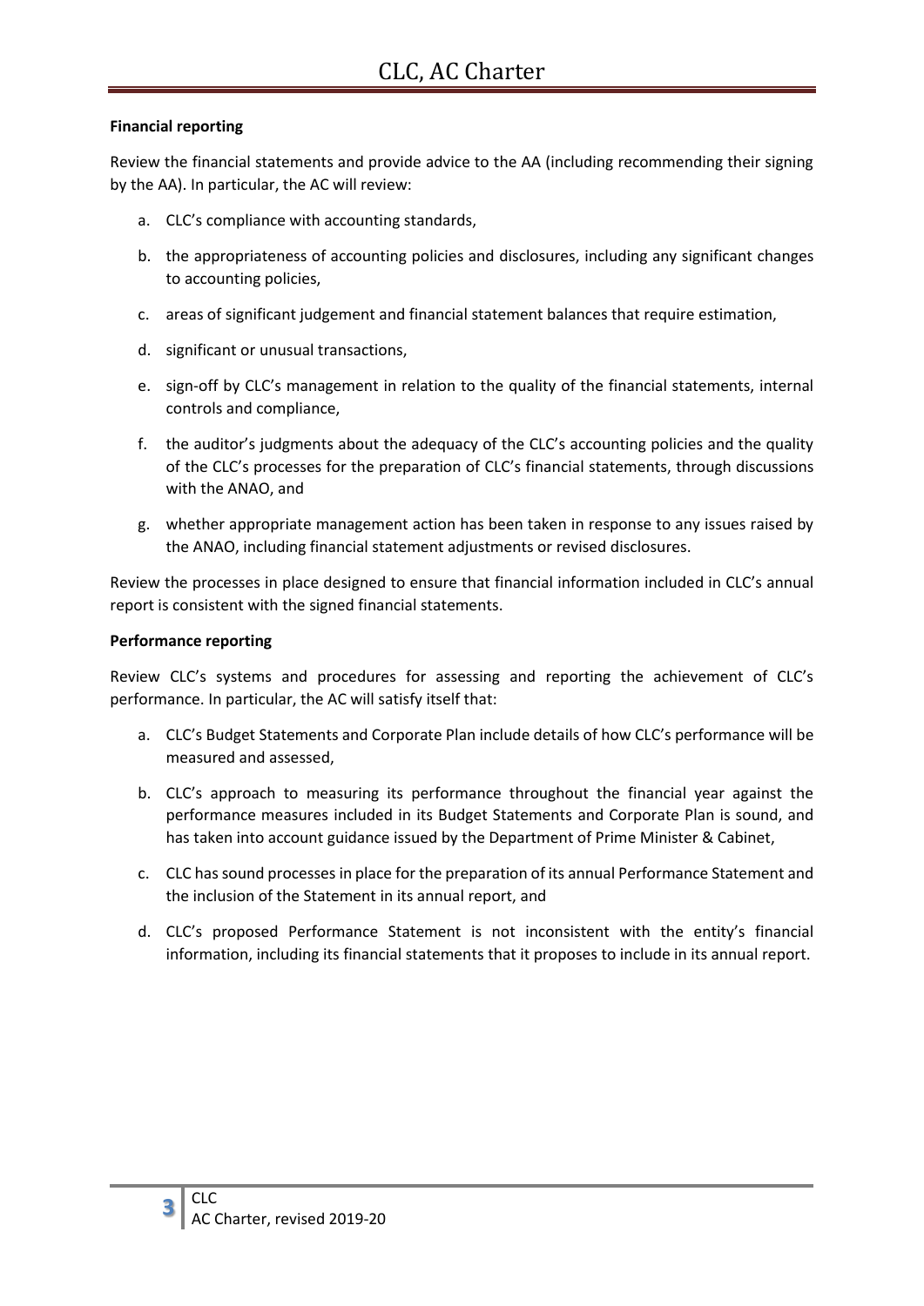**Financial reporting**

Review the financial statements and provide advice to the AA (including recommending their signing by the AA). In particular, the AC will review:

a. CLC's compliance with accounting standards,

b. the appropriateness of accounting policies and disclosures, including any significant changes to accounting policies,

c. areas of significant judgement and financial statement balances that require estimation,

d. significant or unusual transactions,

e. sign-off by CLC's management in relation to the quality of the financial statements, internal controls and compliance,

f. the auditor's judgments about the adequacy of the CLC's accounting policies and the quality of the CLC's processes for the preparation of CLC's financial statements, through discussions with the ANAO, and

g. whether appropriate management action has been taken in response to any issues raised by the ANAO, including financial statement adjustments or revised disclosures.

Review the processes in place designed to ensure that financial information included in CLC's annual report is consistent with the signed financial statements.

**Performance reporting**

Review CLC's systems and procedures for assessing and reporting the achievement of CLC's performance. In particular, the AC will satisfy itself that:

a. CLC's Budget Statements and Corporate Plan include details of how CLC's performance will be measured and assessed,

b. CLC's approach to measuring its performance throughout the financial year against the performance measures included in its Budget Statements and Corporate Plan is sound, and has taken into account guidance issued by the Department of Prime Minister & Cabinet,

c. CLC has sound processes in place for the preparation of its annual Performance Statement and the inclusion of the Statement in its annual report, and

d. CLC's proposed Performance Statement is not inconsistent with the entity's financial information, including its financial statements that it proposes to include in its annual report.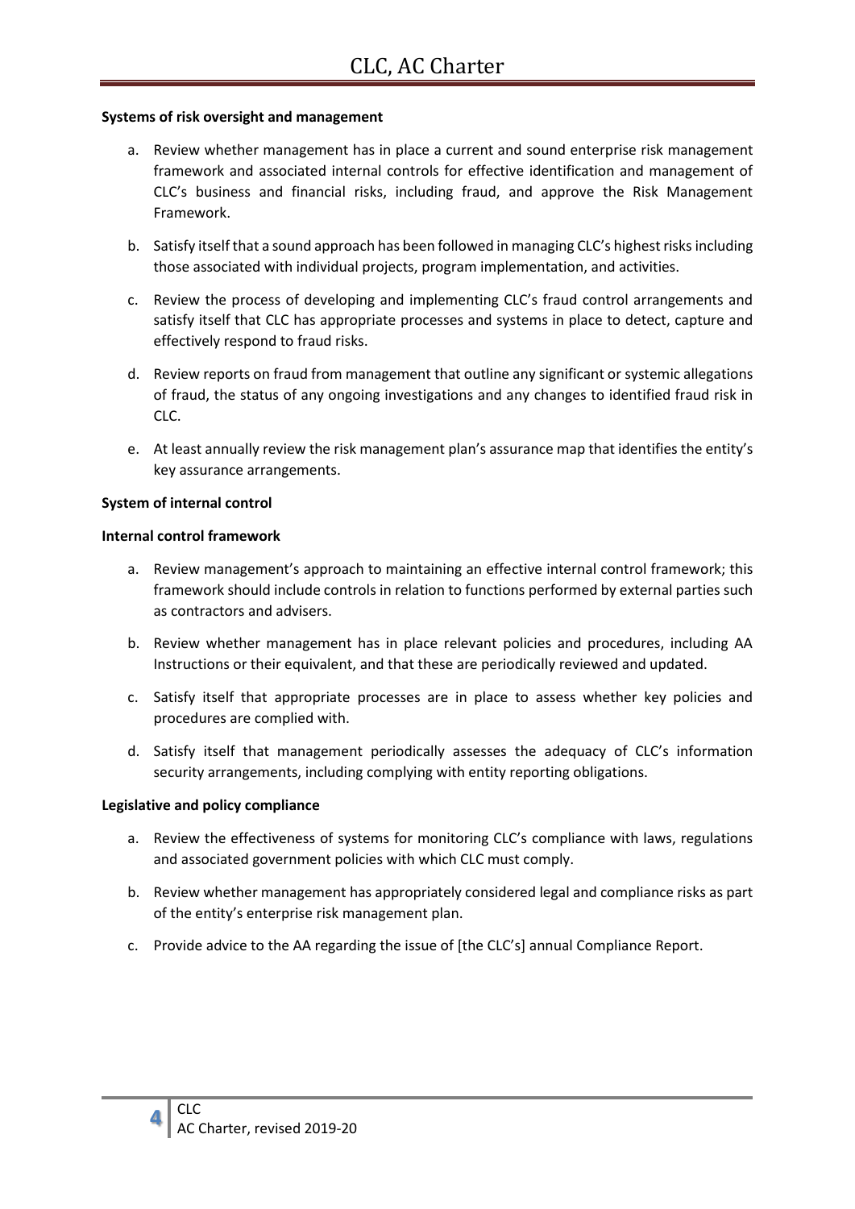**Systems of risk oversight and management**

a. Review whether management has in place a current and sound enterprise risk management framework and associated internal controls for effective identification and management of CLC's business and financial risks, including fraud, and approve the Risk Management Framework.

b. Satisfy itself that a sound approach has been followed in managing CLC's highest risks including those associated with individual projects, program implementation, and activities.

c. Review the process of developing and implementing CLC's fraud control arrangements and satisfy itself that CLC has appropriate processes and systems in place to detect, capture and effectively respond to fraud risks.

d. Review reports on fraud from management that outline any significant or systemic allegations of fraud, the status of any ongoing investigations and any changes to identified fraud risk in CLC.

e. At least annually review the risk management plan's assurance map that identifies the entity's key assurance arrangements.

**System of internal control**

**Internal control framework**

a. Review management's approach to maintaining an effective internal control framework; this framework should include controls in relation to functions performed by external parties such as contractors and advisers.

b. Review whether management has in place relevant policies and procedures, including AA Instructions or their equivalent, and that these are periodically reviewed and updated.

c. Satisfy itself that appropriate processes are in place to assess whether key policies and procedures are complied with.

d. Satisfy itself that management periodically assesses the adequacy of CLC's information security arrangements, including complying with entity reporting obligations.

**Legislative and policy compliance**

a. Review the effectiveness of systems for monitoring CLC's compliance with laws, regulations and associated government policies with which CLC must comply.

b. Review whether management has appropriately considered legal and compliance risks as part of the entity's enterprise risk management plan.

c. Provide advice to the AA regarding the issue of [the CLC's] annual Compliance Report.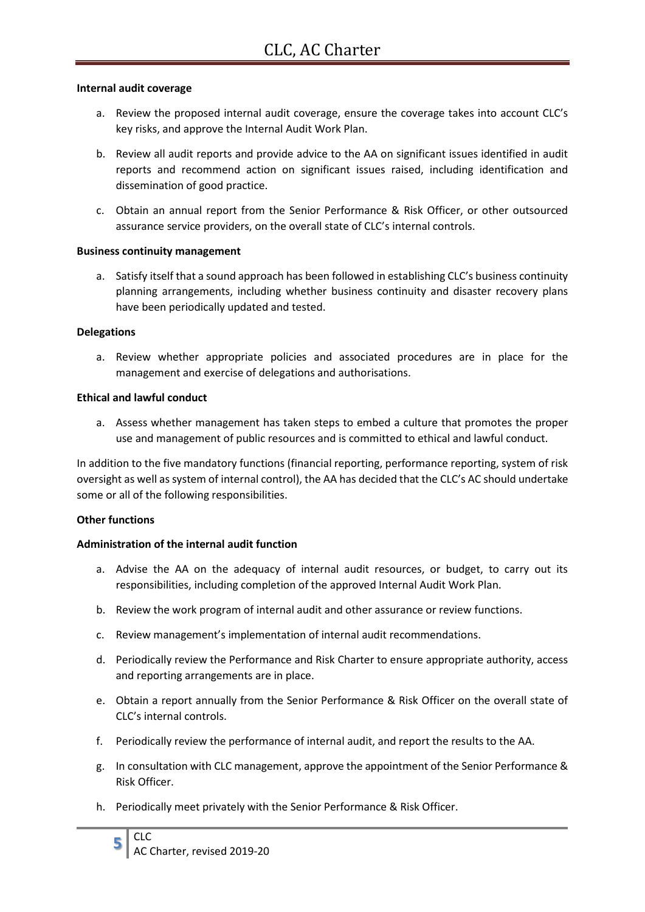**Internal audit coverage**

a. Review the proposed internal audit coverage, ensure the coverage takes into account CLC's key risks, and approve the Internal Audit Work Plan.

b. Review all audit reports and provide advice to the AA on significant issues identified in audit reports and recommend action on significant issues raised, including identification and dissemination of good practice.

c. Obtain an annual report from the Senior Performance & Risk Officer, or other outsourced assurance service providers, on the overall state of CLC's internal controls.

**Business continuity management**

a. Satisfy itself that a sound approach has been followed in establishing CLC's business continuity planning arrangements, including whether business continuity and disaster recovery plans have been periodically updated and tested.

**Delegations**

a. Review whether appropriate policies and associated procedures are in place for the management and exercise of delegations and authorisations.

**Ethical and lawful conduct**

a. Assess whether management has taken steps to embed a culture that promotes the proper use and management of public resources and is committed to ethical and lawful conduct.

In addition to the five mandatory functions (financial reporting, performance reporting, system of risk oversight as well as system of internal control), the AA has decided that the CLC's AC should undertake some or all of the following responsibilities.

**Other functions**

**Administration of the internal audit function**

a. Advise the AA on the adequacy of internal audit resources, or budget, to carry out its responsibilities, including completion of the approved Internal Audit Work Plan.

b. Review the work program of internal audit and other assurance or review functions.

c. Review management's implementation of internal audit recommendations.

d. Periodically review the Performance and Risk Charter to ensure appropriate authority, access and reporting arrangements are in place.

e. Obtain a report annually from the Senior Performance & Risk Officer on the overall state of CLC's internal controls.

f. Periodically review the performance of internal audit, and report the results to the AA.

g. In consultation with CLC management, approve the appointment of the Senior Performance & Risk Officer.

h. Periodically meet privately with the Senior Performance & Risk Officer.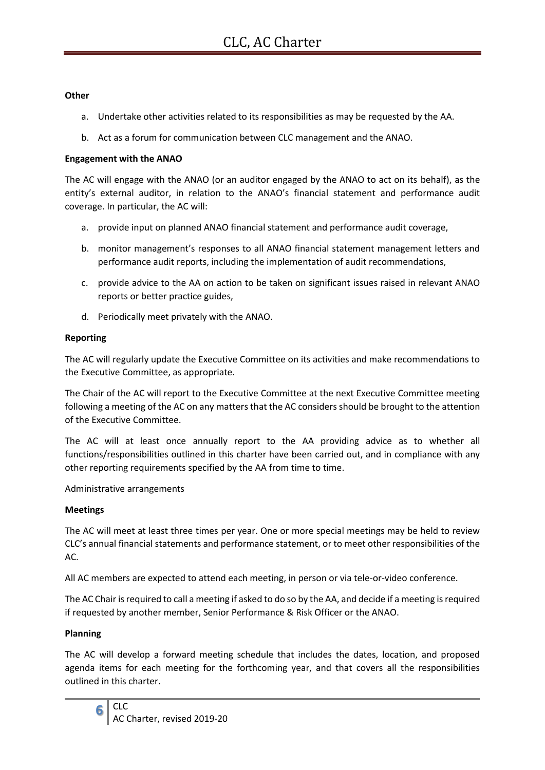**Other**

a. Undertake other activities related to its responsibilities as may be requested by the AA.

b. Act as a forum for communication between CLC management and the ANAO.

**Engagement with the ANAO**

The AC will engage with the ANAO (or an auditor engaged by the ANAO to act on its behalf), as the entity's external auditor, in relation to the ANAO's financial statement and performance audit coverage. In particular, the AC will:

a. provide input on planned ANAO financial statement and performance audit coverage,

b. monitor management's responses to all ANAO financial statement management letters and performance audit reports, including the implementation of audit recommendations,

c. provide advice to the AA on action to be taken on significant issues raised in relevant ANAO reports or better practice guides,

d. Periodically meet privately with the ANAO.

**Reporting**

The AC will regularly update the Executive Committee on its activities and make recommendations to the Executive Committee, as appropriate.

The Chair of the AC will report to the Executive Committee at the next Executive Committee meeting following a meeting of the AC on any matters that the AC considers should be brought to the attention of the Executive Committee.

The AC will at least once annually report to the AA providing advice as to whether all functions/responsibilities outlined in this charter have been carried out, and in compliance with any other reporting requirements specified by the AA from time to time.

Administrative arrangements

**Meetings**

The AC will meet at least three times per year. One or more special meetings may be held to review CLC's annual financial statements and performance statement, or to meet other responsibilities of the AC.

All AC members are expected to attend each meeting, in person or via tele-or-video conference.

The AC Chair is required to call a meeting if asked to do so by the AA, and decide if a meeting is required if requested by another member, Senior Performance & Risk Officer or the ANAO.

**Planning**

The AC will develop a forward meeting schedule that includes the dates, location, and proposed agenda items for each meeting for the forthcoming year, and that covers all the responsibilities outlined in this charter.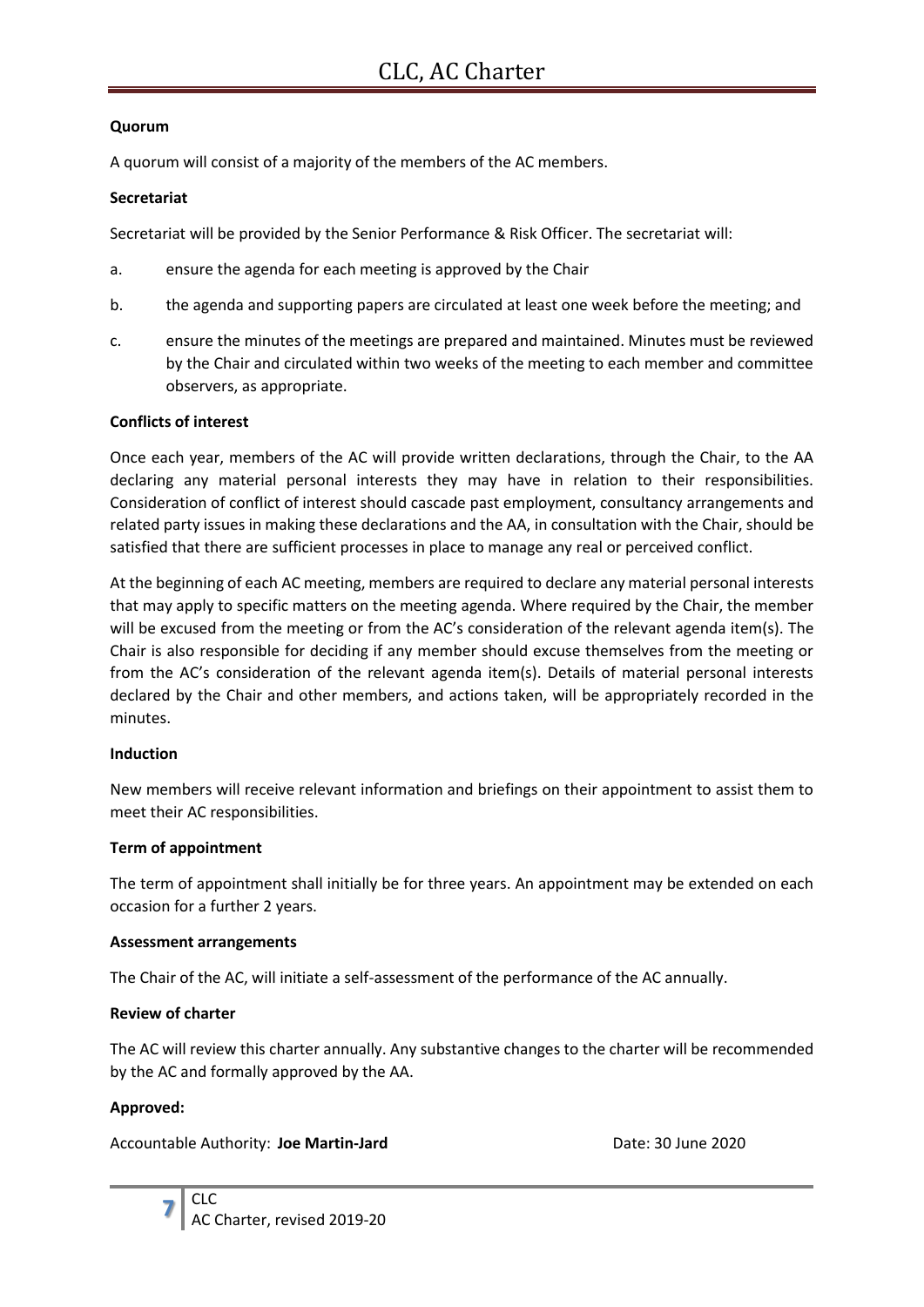**Quorum**

A quorum will consist of a majority of the members of the AC members.

**Secretariat**

Secretariat will be provided by the Senior Performance & Risk Officer. The secretariat will:

a. ensure the agenda for each meeting is approved by the Chair

b. the agenda and supporting papers are circulated at least one week before the meeting; and

c. ensure the minutes of the meetings are prepared and maintained. Minutes must be reviewed by the Chair and circulated within two weeks of the meeting to each member and committee observers, as appropriate.

**Conflicts of interest**

Once each year, members of the AC will provide written declarations, through the Chair, to the AA declaring any material personal interests they may have in relation to their responsibilities. Consideration of conflict of interest should cascade past employment, consultancy arrangements and related party issues in making these declarations and the AA, in consultation with the Chair, should be satisfied that there are sufficient processes in place to manage any real or perceived conflict.

At the beginning of each AC meeting, members are required to declare any material personal interests that may apply to specific matters on the meeting agenda. Where required by the Chair, the member will be excused from the meeting or from the AC's consideration of the relevant agenda item(s). The Chair is also responsible for deciding if any member should excuse themselves from the meeting or from the AC's consideration of the relevant agenda item(s). Details of material personal interests declared by the Chair and other members, and actions taken, will be appropriately recorded in the minutes.

**Induction**

New members will receive relevant information and briefings on their appointment to assist them to meet their AC responsibilities.

**Term of appointment**

The term of appointment shall initially be for three years. An appointment may be extended on each occasion for a further 2 years.

**Assessment arrangements**

The Chair of the AC, will initiate a self-assessment of the performance of the AC annually.

**Review of charter**

The AC will review this charter annually. Any substantive changes to the charter will be recommended by the AC and formally approved by the AA.

**Approved:**

Accountable Authority: **Joe Martin-Jard** Date: 30 June 2020